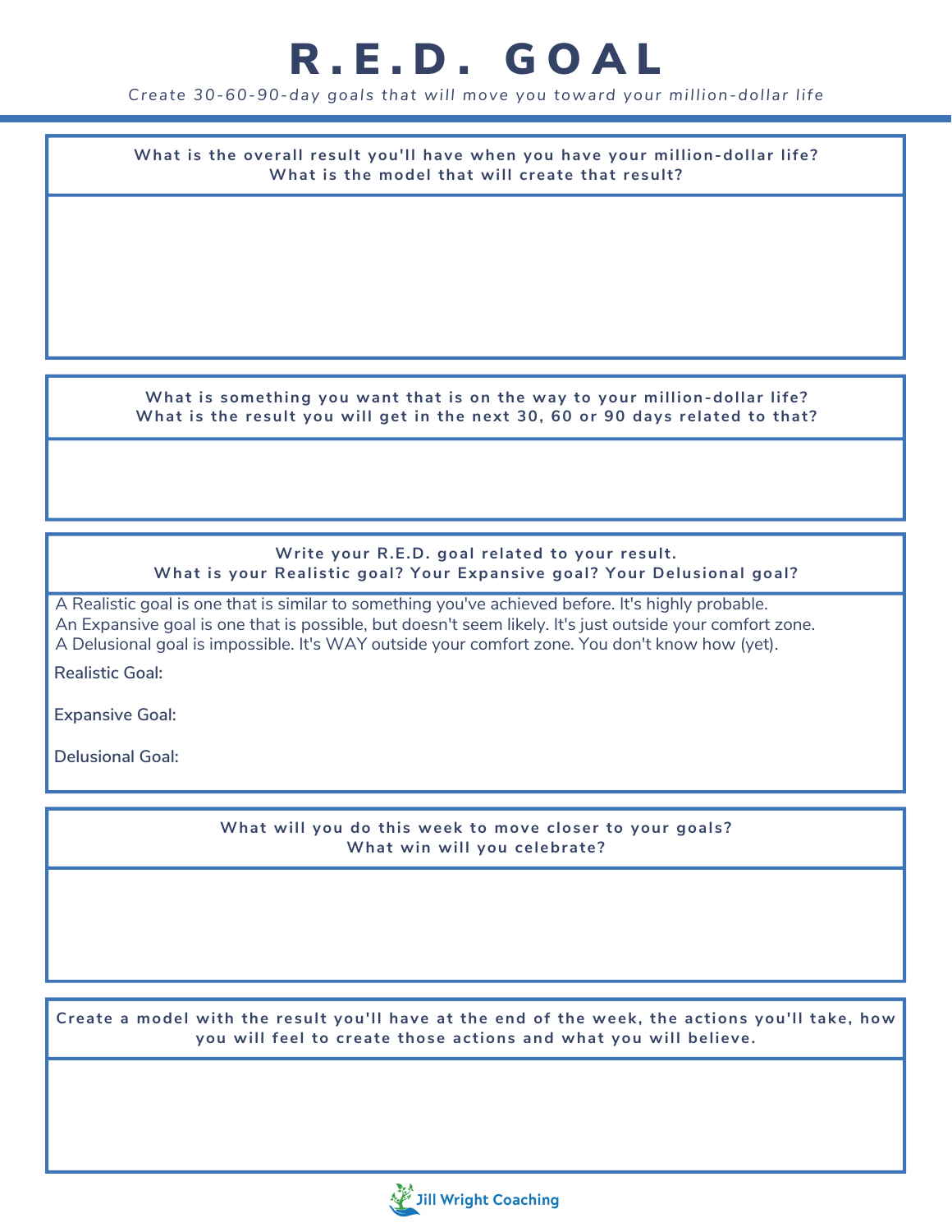# R.E.D. GOAL

*Create 30-60-90-day goals that will move you toward your million-dollar life*

**What is the overall result you'll have when you have your million-dollar life?**
**What is the model that will create that result?**

**What is something you want that is on the way to your million-dollar life?**
**What is the result you will get in the next 30, 60 or 90 days related to that?**

**Write your R.E.D. goal related to your result.**
**What is your Realistic goal? Your Expansive goal? Your Delusional goal?**

A Realistic goal is one that is similar to something you've achieved before. It's highly probable.
An Expansive goal is one that is possible, but doesn't seem likely. It's just outside your comfort zone.
A Delusional goal is impossible. It's WAY outside your comfort zone. You don't know how (yet).

**Realistic Goal:**

**Expansive Goal:**

**Delusional Goal:**

**What will you do this week to move closer to your goals?**
**What win will you celebrate?**

**Create a model with the result you'll have at the end of the week, the actions you'll take, how you will feel to create those actions and what you will believe.**

Jill Wright Coaching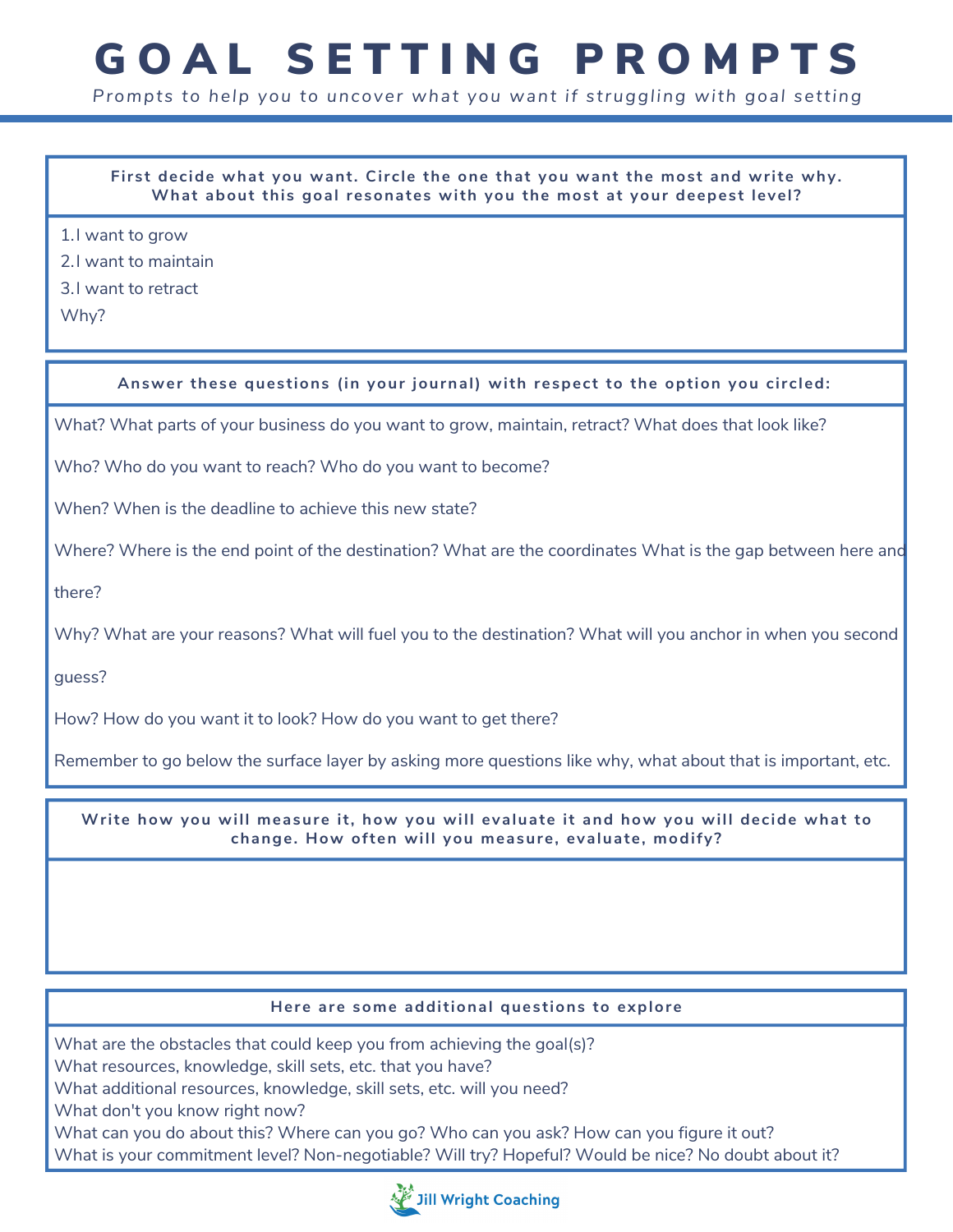# GOAL SETTING PROMPTS

*Prompts to help you to uncover what you want if struggling with goal setting*

**First decide what you want. Circle the one that you want the most and write why. What about this goal resonates with you the most at your deepest level?**

1. I want to grow
2. I want to maintain
3. I want to retract

Why?

**Answer these questions (in your journal) with respect to the option you circled:**

What? What parts of your business do you want to grow, maintain, retract? What does that look like?

Who? Who do you want to reach? Who do you want to become?

When? When is the deadline to achieve this new state?

Where? Where is the end point of the destination? What are the coordinates What is the gap between here and there?

Why? What are your reasons? What will fuel you to the destination? What will you anchor in when you second guess?

How? How do you want it to look? How do you want to get there?

Remember to go below the surface layer by asking more questions like why, what about that is important, etc.

**Write how you will measure it, how you will evaluate it and how you will decide what to change. How often will you measure, evaluate, modify?**

**Here are some additional questions to explore**

What are the obstacles that could keep you from achieving the goal(s)?
What resources, knowledge, skill sets, etc. that you have?
What additional resources, knowledge, skill sets, etc. will you need?
What don't you know right now?
What can you do about this? Where can you go? Who can you ask? How can you figure it out?
What is your commitment level? Non-negotiable? Will try? Hopeful? Would be nice? No doubt about it?

Jill Wright Coaching